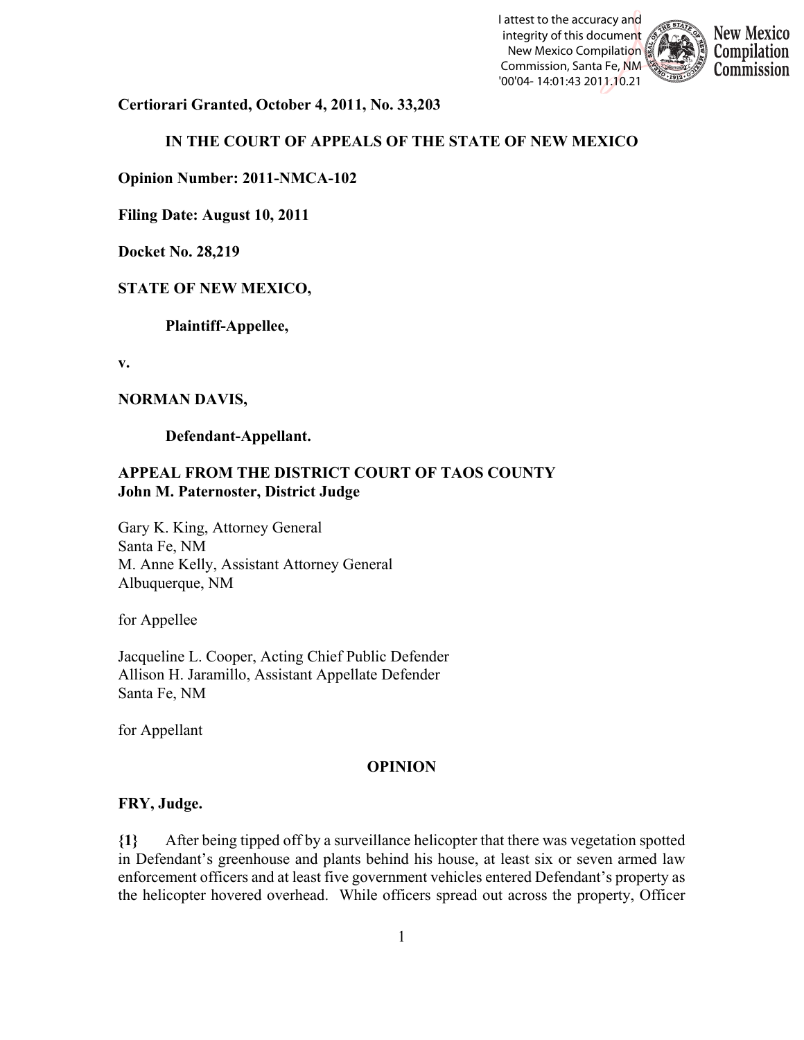I attest to the accuracy and integrity of this document
New Mexico Compilation Commission, Santa Fe, NM
'00'04- 14:01:43 2011.10.21

**Certiorari Granted, October 4, 2011, No. 33,203**

**IN THE COURT OF APPEALS OF THE STATE OF NEW MEXICO**

**Opinion Number: 2011-NMCA-102**

**Filing Date: August 10, 2011**

**Docket No. 28,219**

**STATE OF NEW MEXICO,**

**Plaintiff-Appellee,**

**v.**

**NORMAN DAVIS,**

**Defendant-Appellant.**

**APPEAL FROM THE DISTRICT COURT OF TAOS COUNTY**
**John M. Paternoster, District Judge**

Gary K. King, Attorney General
Santa Fe, NM
M. Anne Kelly, Assistant Attorney General
Albuquerque, NM

for Appellee

Jacqueline L. Cooper, Acting Chief Public Defender
Allison H. Jaramillo, Assistant Appellate Defender
Santa Fe, NM

for Appellant

**OPINION**

**FRY, Judge.**

**{1}** After being tipped off by a surveillance helicopter that there was vegetation spotted in Defendant's greenhouse and plants behind his house, at least six or seven armed law enforcement officers and at least five government vehicles entered Defendant's property as the helicopter hovered overhead. While officers spread out across the property, Officer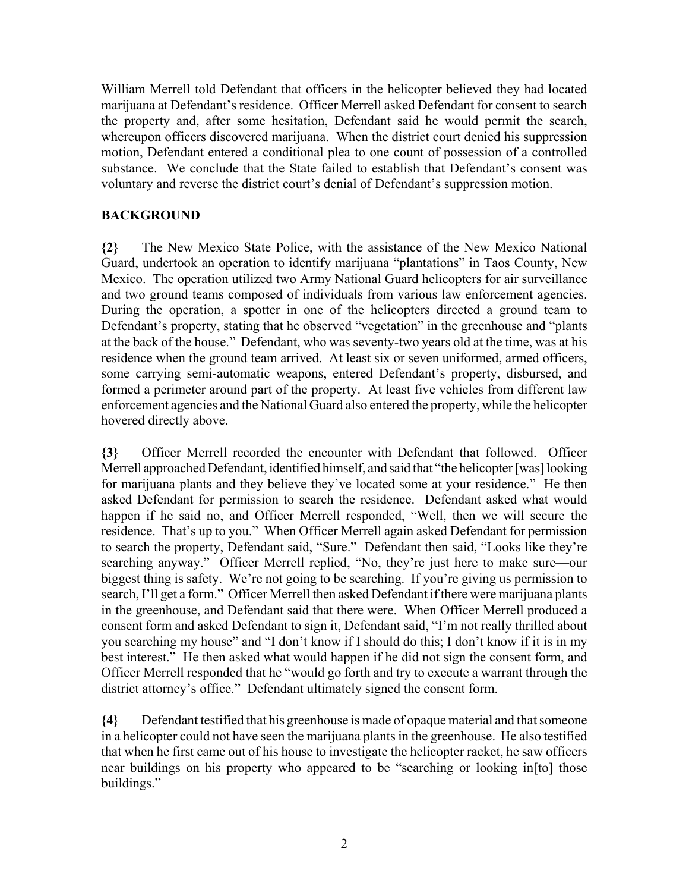William Merrell told Defendant that officers in the helicopter believed they had located marijuana at Defendant's residence. Officer Merrell asked Defendant for consent to search the property and, after some hesitation, Defendant said he would permit the search, whereupon officers discovered marijuana. When the district court denied his suppression motion, Defendant entered a conditional plea to one count of possession of a controlled substance. We conclude that the State failed to establish that Defendant's consent was voluntary and reverse the district court's denial of Defendant's suppression motion.

**BACKGROUND**

**{2}** The New Mexico State Police, with the assistance of the New Mexico National Guard, undertook an operation to identify marijuana "plantations" in Taos County, New Mexico. The operation utilized two Army National Guard helicopters for air surveillance and two ground teams composed of individuals from various law enforcement agencies. During the operation, a spotter in one of the helicopters directed a ground team to Defendant's property, stating that he observed "vegetation" in the greenhouse and "plants at the back of the house." Defendant, who was seventy-two years old at the time, was at his residence when the ground team arrived. At least six or seven uniformed, armed officers, some carrying semi-automatic weapons, entered Defendant's property, disbursed, and formed a perimeter around part of the property. At least five vehicles from different law enforcement agencies and the National Guard also entered the property, while the helicopter hovered directly above.

**{3}** Officer Merrell recorded the encounter with Defendant that followed. Officer Merrell approached Defendant, identified himself, and said that "the helicopter [was] looking for marijuana plants and they believe they've located some at your residence." He then asked Defendant for permission to search the residence. Defendant asked what would happen if he said no, and Officer Merrell responded, "Well, then we will secure the residence. That's up to you." When Officer Merrell again asked Defendant for permission to search the property, Defendant said, "Sure." Defendant then said, "Looks like they're searching anyway." Officer Merrell replied, "No, they're just here to make sure—our biggest thing is safety. We're not going to be searching. If you're giving us permission to search, I'll get a form." Officer Merrell then asked Defendant if there were marijuana plants in the greenhouse, and Defendant said that there were. When Officer Merrell produced a consent form and asked Defendant to sign it, Defendant said, "I'm not really thrilled about you searching my house" and "I don't know if I should do this; I don't know if it is in my best interest." He then asked what would happen if he did not sign the consent form, and Officer Merrell responded that he "would go forth and try to execute a warrant through the district attorney's office." Defendant ultimately signed the consent form.

**{4}** Defendant testified that his greenhouse is made of opaque material and that someone in a helicopter could not have seen the marijuana plants in the greenhouse. He also testified that when he first came out of his house to investigate the helicopter racket, he saw officers near buildings on his property who appeared to be "searching or looking in[to] those buildings."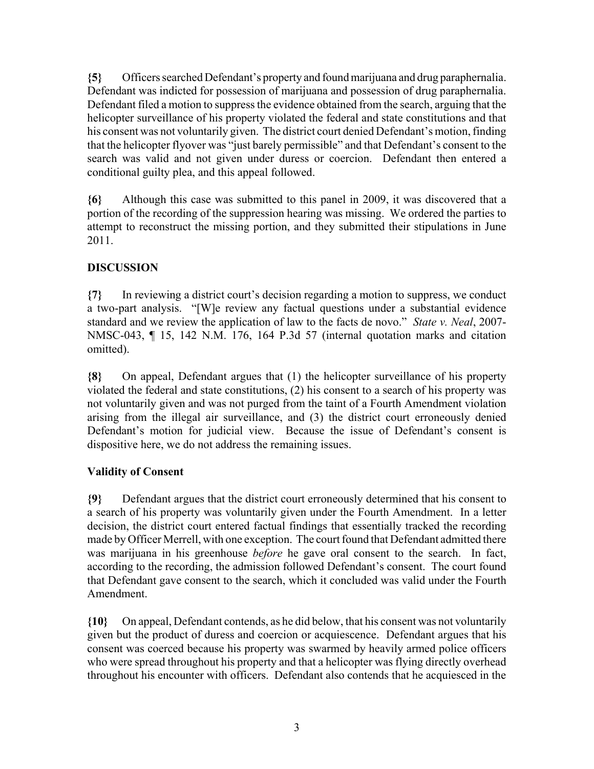**{5}** Officers searched Defendant's property and found marijuana and drug paraphernalia. Defendant was indicted for possession of marijuana and possession of drug paraphernalia. Defendant filed a motion to suppress the evidence obtained from the search, arguing that the helicopter surveillance of his property violated the federal and state constitutions and that his consent was not voluntarily given. The district court denied Defendant's motion, finding that the helicopter flyover was "just barely permissible" and that Defendant's consent to the search was valid and not given under duress or coercion. Defendant then entered a conditional guilty plea, and this appeal followed.

**{6}** Although this case was submitted to this panel in 2009, it was discovered that a portion of the recording of the suppression hearing was missing. We ordered the parties to attempt to reconstruct the missing portion, and they submitted their stipulations in June 2011.

## DISCUSSION

**{7}** In reviewing a district court's decision regarding a motion to suppress, we conduct a two-part analysis. "[W]e review any factual questions under a substantial evidence standard and we review the application of law to the facts de novo." *State v. Neal*, 2007-NMSC-043, ¶ 15, 142 N.M. 176, 164 P.3d 57 (internal quotation marks and citation omitted).

**{8}** On appeal, Defendant argues that (1) the helicopter surveillance of his property violated the federal and state constitutions, (2) his consent to a search of his property was not voluntarily given and was not purged from the taint of a Fourth Amendment violation arising from the illegal air surveillance, and (3) the district court erroneously denied Defendant's motion for judicial view. Because the issue of Defendant's consent is dispositive here, we do not address the remaining issues.

### Validity of Consent

**{9}** Defendant argues that the district court erroneously determined that his consent to a search of his property was voluntarily given under the Fourth Amendment. In a letter decision, the district court entered factual findings that essentially tracked the recording made by Officer Merrell, with one exception. The court found that Defendant admitted there was marijuana in his greenhouse *before* he gave oral consent to the search. In fact, according to the recording, the admission followed Defendant's consent. The court found that Defendant gave consent to the search, which it concluded was valid under the Fourth Amendment.

**{10}** On appeal, Defendant contends, as he did below, that his consent was not voluntarily given but the product of duress and coercion or acquiescence. Defendant argues that his consent was coerced because his property was swarmed by heavily armed police officers who were spread throughout his property and that a helicopter was flying directly overhead throughout his encounter with officers. Defendant also contends that he acquiesced in the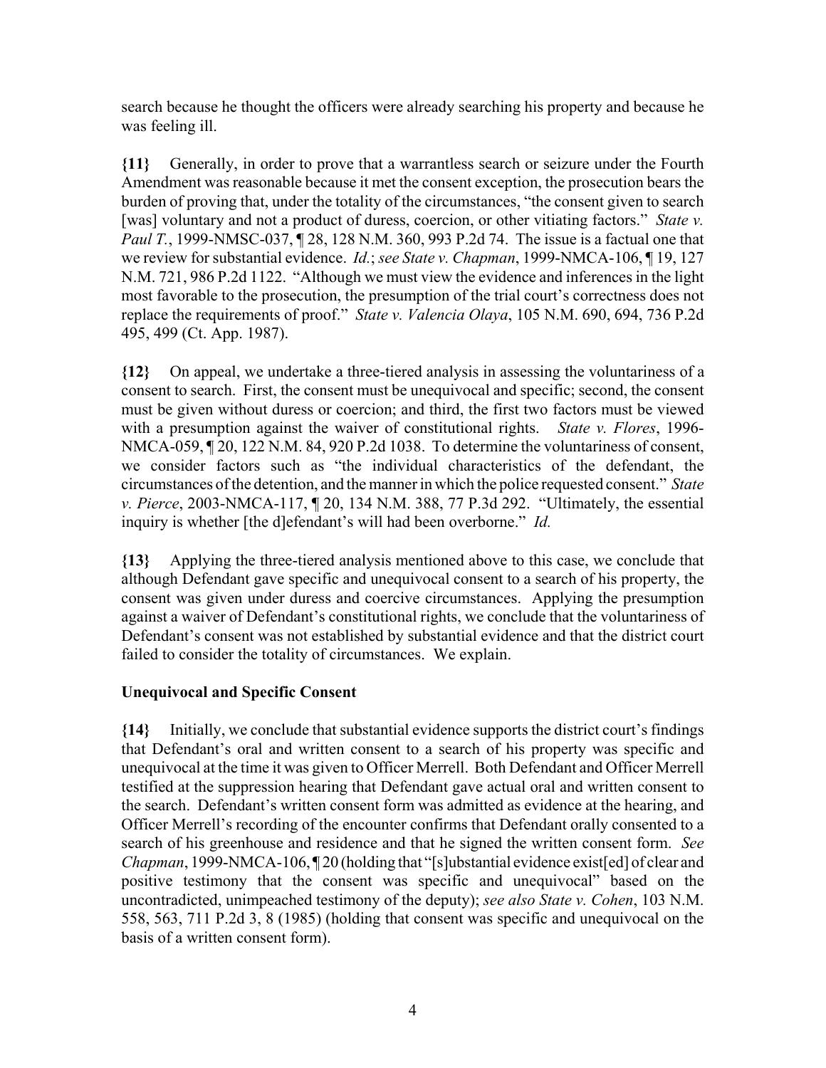search because he thought the officers were already searching his property and because he was feeling ill.

**{11}** Generally, in order to prove that a warrantless search or seizure under the Fourth Amendment was reasonable because it met the consent exception, the prosecution bears the burden of proving that, under the totality of the circumstances, "the consent given to search [was] voluntary and not a product of duress, coercion, or other vitiating factors." *State v. Paul T.*, 1999-NMSC-037, ¶ 28, 128 N.M. 360, 993 P.2d 74. The issue is a factual one that we review for substantial evidence. *Id.*; *see State v. Chapman*, 1999-NMCA-106, ¶ 19, 127 N.M. 721, 986 P.2d 1122. "Although we must view the evidence and inferences in the light most favorable to the prosecution, the presumption of the trial court's correctness does not replace the requirements of proof." *State v. Valencia Olaya*, 105 N.M. 690, 694, 736 P.2d 495, 499 (Ct. App. 1987).

**{12}** On appeal, we undertake a three-tiered analysis in assessing the voluntariness of a consent to search. First, the consent must be unequivocal and specific; second, the consent must be given without duress or coercion; and third, the first two factors must be viewed with a presumption against the waiver of constitutional rights. *State v. Flores*, 1996-NMCA-059, ¶ 20, 122 N.M. 84, 920 P.2d 1038. To determine the voluntariness of consent, we consider factors such as "the individual characteristics of the defendant, the circumstances of the detention, and the manner in which the police requested consent." *State v. Pierce*, 2003-NMCA-117, ¶ 20, 134 N.M. 388, 77 P.3d 292. "Ultimately, the essential inquiry is whether [the d]efendant's will had been overborne." *Id.*

**{13}** Applying the three-tiered analysis mentioned above to this case, we conclude that although Defendant gave specific and unequivocal consent to a search of his property, the consent was given under duress and coercive circumstances. Applying the presumption against a waiver of Defendant's constitutional rights, we conclude that the voluntariness of Defendant's consent was not established by substantial evidence and that the district court failed to consider the totality of circumstances. We explain.

### Unequivocal and Specific Consent

**{14}** Initially, we conclude that substantial evidence supports the district court's findings that Defendant's oral and written consent to a search of his property was specific and unequivocal at the time it was given to Officer Merrell. Both Defendant and Officer Merrell testified at the suppression hearing that Defendant gave actual oral and written consent to the search. Defendant's written consent form was admitted as evidence at the hearing, and Officer Merrell's recording of the encounter confirms that Defendant orally consented to a search of his greenhouse and residence and that he signed the written consent form. *See Chapman*, 1999-NMCA-106, ¶ 20 (holding that "[s]ubstantial evidence exist[ed] of clear and positive testimony that the consent was specific and unequivocal" based on the uncontradicted, unimpeached testimony of the deputy); *see also State v. Cohen*, 103 N.M. 558, 563, 711 P.2d 3, 8 (1985) (holding that consent was specific and unequivocal on the basis of a written consent form).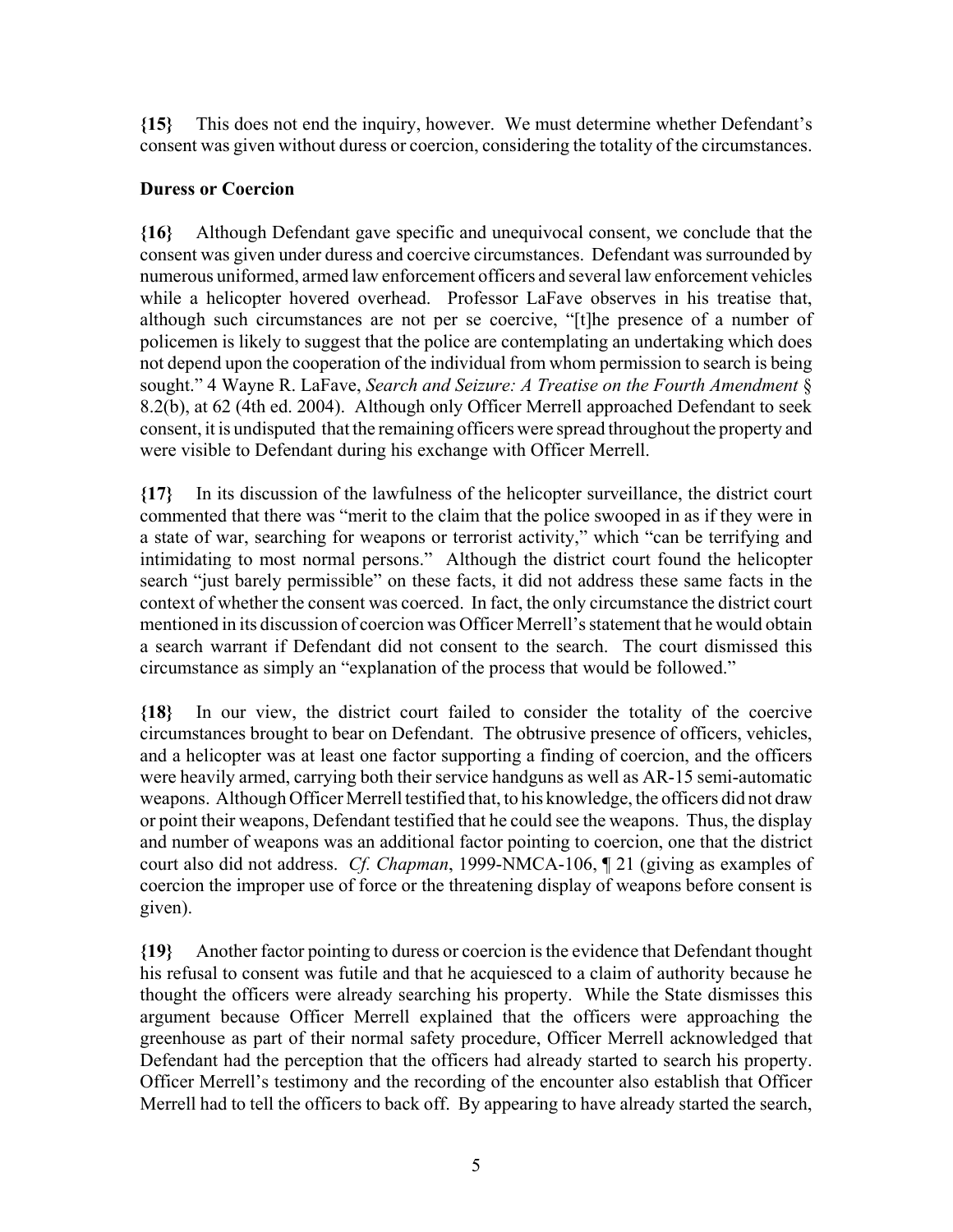**{15}** This does not end the inquiry, however. We must determine whether Defendant's consent was given without duress or coercion, considering the totality of the circumstances.

**Duress or Coercion**

**{16}** Although Defendant gave specific and unequivocal consent, we conclude that the consent was given under duress and coercive circumstances. Defendant was surrounded by numerous uniformed, armed law enforcement officers and several law enforcement vehicles while a helicopter hovered overhead. Professor LaFave observes in his treatise that, although such circumstances are not per se coercive, "[t]he presence of a number of policemen is likely to suggest that the police are contemplating an undertaking which does not depend upon the cooperation of the individual from whom permission to search is being sought." 4 Wayne R. LaFave, *Search and Seizure: A Treatise on the Fourth Amendment* § 8.2(b), at 62 (4th ed. 2004). Although only Officer Merrell approached Defendant to seek consent, it is undisputed that the remaining officers were spread throughout the property and were visible to Defendant during his exchange with Officer Merrell.

**{17}** In its discussion of the lawfulness of the helicopter surveillance, the district court commented that there was "merit to the claim that the police swooped in as if they were in a state of war, searching for weapons or terrorist activity," which "can be terrifying and intimidating to most normal persons." Although the district court found the helicopter search "just barely permissible" on these facts, it did not address these same facts in the context of whether the consent was coerced. In fact, the only circumstance the district court mentioned in its discussion of coercion was Officer Merrell's statement that he would obtain a search warrant if Defendant did not consent to the search. The court dismissed this circumstance as simply an "explanation of the process that would be followed."

**{18}** In our view, the district court failed to consider the totality of the coercive circumstances brought to bear on Defendant. The obtrusive presence of officers, vehicles, and a helicopter was at least one factor supporting a finding of coercion, and the officers were heavily armed, carrying both their service handguns as well as AR-15 semi-automatic weapons. Although Officer Merrell testified that, to his knowledge, the officers did not draw or point their weapons, Defendant testified that he could see the weapons. Thus, the display and number of weapons was an additional factor pointing to coercion, one that the district court also did not address. *Cf. Chapman*, 1999-NMCA-106, ¶ 21 (giving as examples of coercion the improper use of force or the threatening display of weapons before consent is given).

**{19}** Another factor pointing to duress or coercion is the evidence that Defendant thought his refusal to consent was futile and that he acquiesced to a claim of authority because he thought the officers were already searching his property. While the State dismisses this argument because Officer Merrell explained that the officers were approaching the greenhouse as part of their normal safety procedure, Officer Merrell acknowledged that Defendant had the perception that the officers had already started to search his property. Officer Merrell's testimony and the recording of the encounter also establish that Officer Merrell had to tell the officers to back off. By appearing to have already started the search,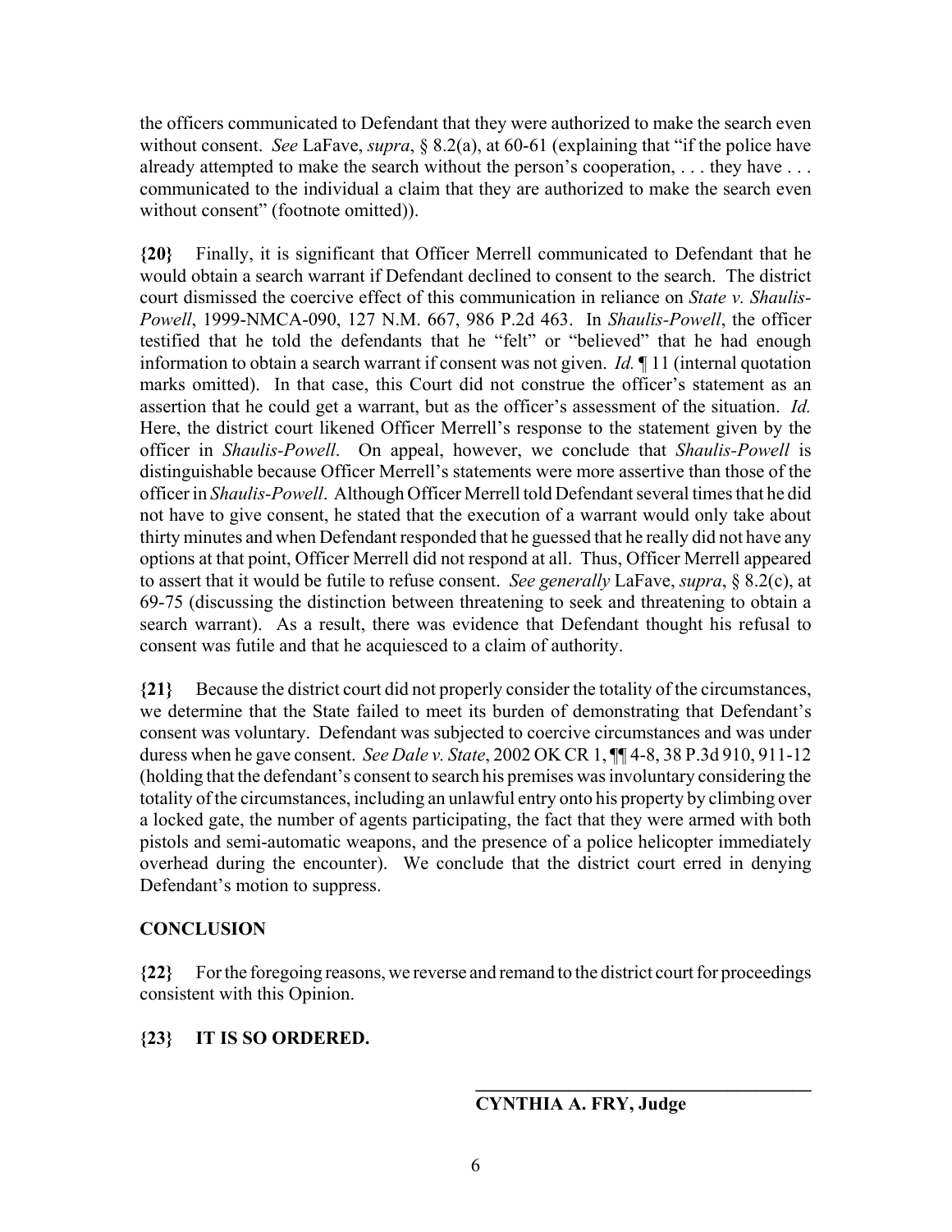the officers communicated to Defendant that they were authorized to make the search even without consent. *See* LaFave, *supra*, § 8.2(a), at 60-61 (explaining that "if the police have already attempted to make the search without the person's cooperation, . . . they have . . . communicated to the individual a claim that they are authorized to make the search even without consent" (footnote omitted)).

**{20}** Finally, it is significant that Officer Merrell communicated to Defendant that he would obtain a search warrant if Defendant declined to consent to the search. The district court dismissed the coercive effect of this communication in reliance on *State v. Shaulis-Powell*, 1999-NMCA-090, 127 N.M. 667, 986 P.2d 463. In *Shaulis-Powell*, the officer testified that he told the defendants that he "felt" or "believed" that he had enough information to obtain a search warrant if consent was not given. *Id.* ¶ 11 (internal quotation marks omitted). In that case, this Court did not construe the officer's statement as an assertion that he could get a warrant, but as the officer's assessment of the situation. *Id.* Here, the district court likened Officer Merrell's response to the statement given by the officer in *Shaulis-Powell*. On appeal, however, we conclude that *Shaulis-Powell* is distinguishable because Officer Merrell's statements were more assertive than those of the officer in *Shaulis-Powell*. Although Officer Merrell told Defendant several times that he did not have to give consent, he stated that the execution of a warrant would only take about thirty minutes and when Defendant responded that he guessed that he really did not have any options at that point, Officer Merrell did not respond at all. Thus, Officer Merrell appeared to assert that it would be futile to refuse consent. *See generally* LaFave, *supra*, § 8.2(c), at 69-75 (discussing the distinction between threatening to seek and threatening to obtain a search warrant). As a result, there was evidence that Defendant thought his refusal to consent was futile and that he acquiesced to a claim of authority.

**{21}** Because the district court did not properly consider the totality of the circumstances, we determine that the State failed to meet its burden of demonstrating that Defendant's consent was voluntary. Defendant was subjected to coercive circumstances and was under duress when he gave consent. *See Dale v. State*, 2002 OK CR 1, ¶¶ 4-8, 38 P.3d 910, 911-12 (holding that the defendant's consent to search his premises was involuntary considering the totality of the circumstances, including an unlawful entry onto his property by climbing over a locked gate, the number of agents participating, the fact that they were armed with both pistols and semi-automatic weapons, and the presence of a police helicopter immediately overhead during the encounter). We conclude that the district court erred in denying Defendant's motion to suppress.

## CONCLUSION

**{22}** For the foregoing reasons, we reverse and remand to the district court for proceedings consistent with this Opinion.

**{23} IT IS SO ORDERED.**

_______________________________

**CYNTHIA A. FRY, Judge**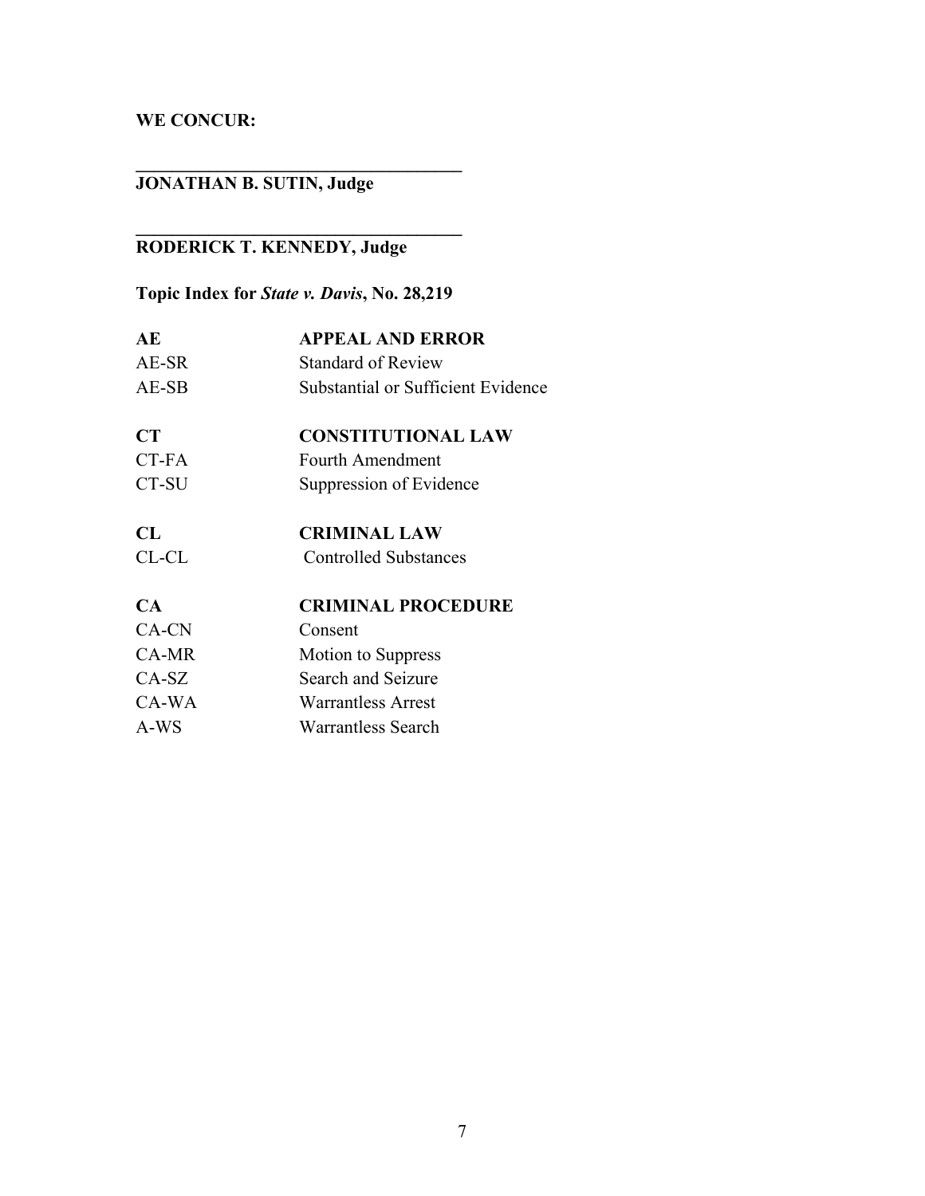**WE CONCUR:**

**_____________________________________**
**JONATHAN B. SUTIN, Judge**

**_____________________________________**
**RODERICK T. KENNEDY, Judge**

**Topic Index for *State v. Davis*, No. 28,219**

| | |
|---|---|
| **AE** | **APPEAL AND ERROR** |
| AE-SR | Standard of Review |
| AE-SB | Substantial or Sufficient Evidence |
| | |
| **CT** | **CONSTITUTIONAL LAW** |
| CT-FA | Fourth Amendment |
| CT-SU | Suppression of Evidence |
| | |
| **CL** | **CRIMINAL LAW** |
| CL-CL | Controlled Substances |
| | |
| **CA** | **CRIMINAL PROCEDURE** |
| CA-CN | Consent |
| CA-MR | Motion to Suppress |
| CA-SZ | Search and Seizure |
| CA-WA | Warrantless Arrest |
| A-WS | Warrantless Search |